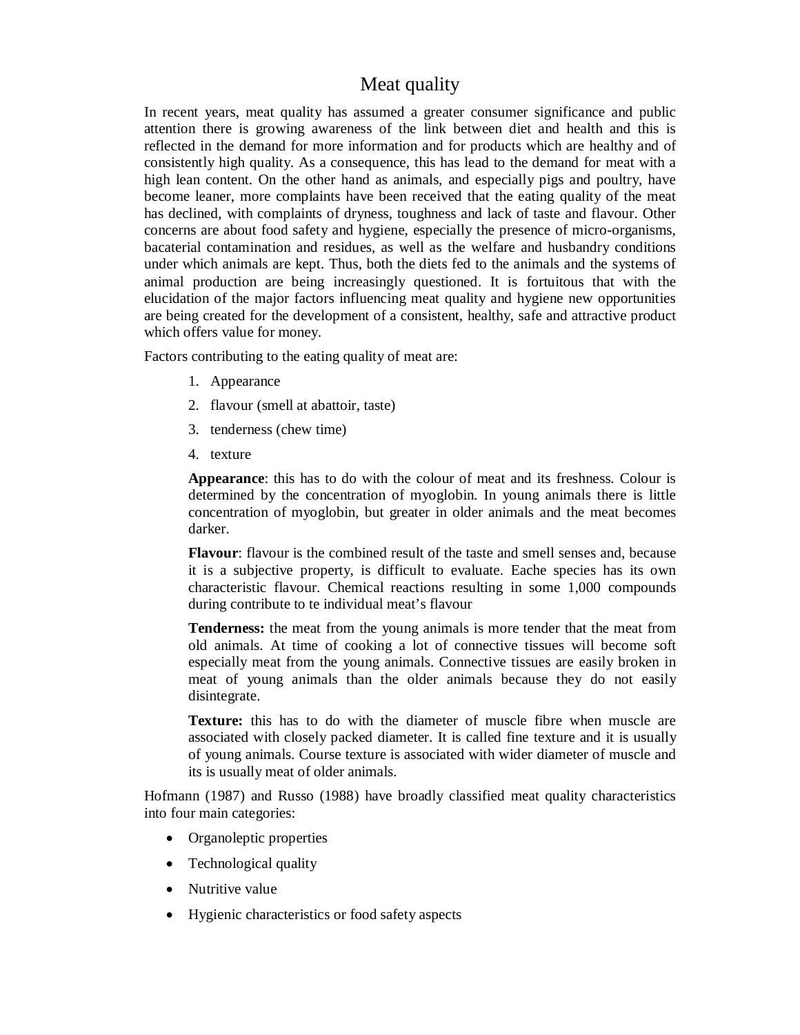# Meat quality

In recent years, meat quality has assumed a greater consumer significance and public attention there is growing awareness of the link between diet and health and this is reflected in the demand for more information and for products which are healthy and of consistently high quality. As a consequence, this has lead to the demand for meat with a high lean content. On the other hand as animals, and especially pigs and poultry, have become leaner, more complaints have been received that the eating quality of the meat has declined, with complaints of dryness, toughness and lack of taste and flavour. Other concerns are about food safety and hygiene, especially the presence of micro-organisms, bacaterial contamination and residues, as well as the welfare and husbandry conditions under which animals are kept. Thus, both the diets fed to the animals and the systems of animal production are being increasingly questioned. It is fortuitous that with the elucidation of the major factors influencing meat quality and hygiene new opportunities are being created for the development of a consistent, healthy, safe and attractive product which offers value for money.

Factors contributing to the eating quality of meat are:

1. Appearance
2. flavour (smell at abattoir, taste)
3. tenderness (chew time)
4. texture

**Appearance**: this has to do with the colour of meat and its freshness. Colour is determined by the concentration of myoglobin. In young animals there is little concentration of myoglobin, but greater in older animals and the meat becomes darker.

**Flavour**: flavour is the combined result of the taste and smell senses and, because it is a subjective property, is difficult to evaluate. Eache species has its own characteristic flavour. Chemical reactions resulting in some 1,000 compounds during contribute to te individual meat's flavour

**Tenderness:** the meat from the young animals is more tender that the meat from old animals. At time of cooking a lot of connective tissues will become soft especially meat from the young animals. Connective tissues are easily broken in meat of young animals than the older animals because they do not easily disintegrate.

**Texture:** this has to do with the diameter of muscle fibre when muscle are associated with closely packed diameter. It is called fine texture and it is usually of young animals. Course texture is associated with wider diameter of muscle and its is usually meat of older animals.

Hofmann (1987) and Russo (1988) have broadly classified meat quality characteristics into four main categories:

- Organoleptic properties
- Technological quality
- Nutritive value
- Hygienic characteristics or food safety aspects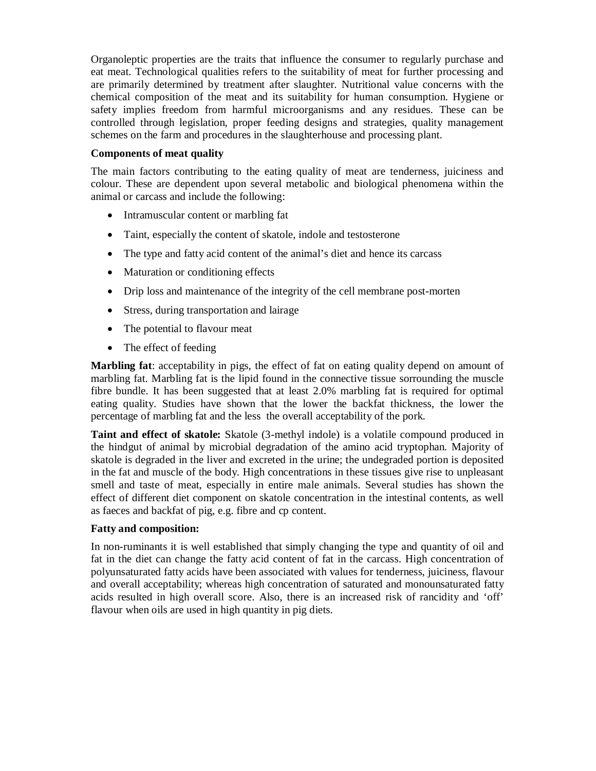Organoleptic properties are the traits that influence the consumer to regularly purchase and eat meat. Technological qualities refers to the suitability of meat for further processing and are primarily determined by treatment after slaughter. Nutritional value concerns with the chemical composition of the meat and its suitability for human consumption. Hygiene or safety implies freedom from harmful microorganisms and any residues. These can be controlled through legislation, proper feeding designs and strategies, quality management schemes on the farm and procedures in the slaughterhouse and processing plant.

**Components of meat quality**

The main factors contributing to the eating quality of meat are tenderness, juiciness and colour. These are dependent upon several metabolic and biological phenomena within the animal or carcass and include the following:

- Intramuscular content or marbling fat
- Taint, especially the content of skatole, indole and testosterone
- The type and fatty acid content of the animal's diet and hence its carcass
- Maturation or conditioning effects
- Drip loss and maintenance of the integrity of the cell membrane post-morten
- Stress, during transportation and lairage
- The potential to flavour meat
- The effect of feeding

**Marbling fat**: acceptability in pigs, the effect of fat on eating quality depend on amount of marbling fat. Marbling fat is the lipid found in the connective tissue sorrounding the muscle fibre bundle. It has been suggested that at least 2.0% marbling fat is required for optimal eating quality. Studies have shown that the lower the backfat thickness, the lower the percentage of marbling fat and the less the overall acceptability of the pork.

**Taint and effect of skatole:** Skatole (3-methyl indole) is a volatile compound produced in the hindgut of animal by microbial degradation of the amino acid tryptophan. Majority of skatole is degraded in the liver and excreted in the urine; the undegraded portion is deposited in the fat and muscle of the body. High concentrations in these tissues give rise to unpleasant smell and taste of meat, especially in entire male animals. Several studies has shown the effect of different diet component on skatole concentration in the intestinal contents, as well as faeces and backfat of pig, e.g. fibre and cp content.

**Fatty and composition:**

In non-ruminants it is well established that simply changing the type and quantity of oil and fat in the diet can change the fatty acid content of fat in the carcass. High concentration of polyunsaturated fatty acids have been associated with values for tenderness, juiciness, flavour and overall acceptability; whereas high concentration of saturated and monounsaturated fatty acids resulted in high overall score. Also, there is an increased risk of rancidity and 'off' flavour when oils are used in high quantity in pig diets.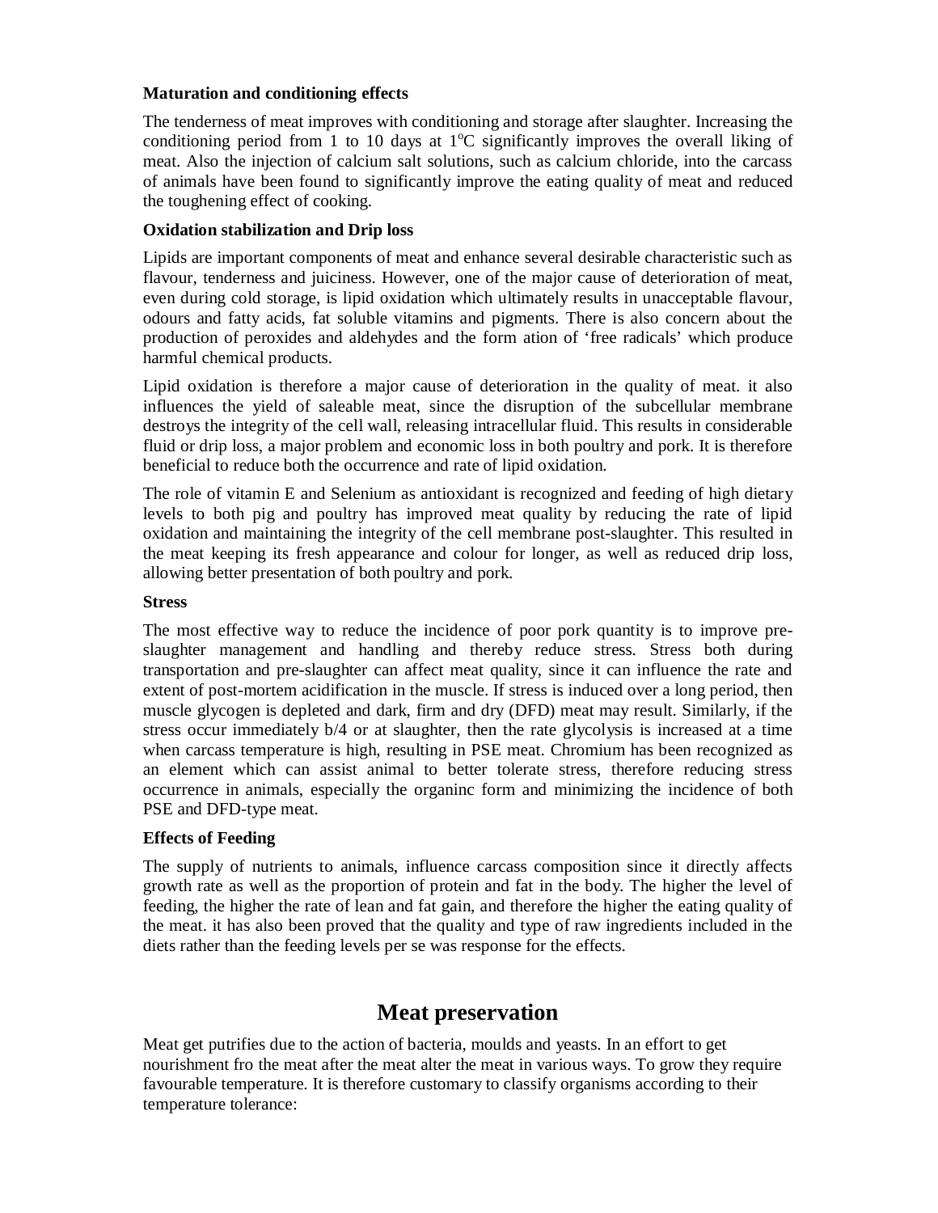**Maturation and conditioning effects**

The tenderness of meat improves with conditioning and storage after slaughter. Increasing the conditioning period from 1 to 10 days at $1^{o}C$ significantly improves the overall liking of meat. Also the injection of calcium salt solutions, such as calcium chloride, into the carcass of animals have been found to significantly improve the eating quality of meat and reduced the toughening effect of cooking.

**Oxidation stabilization and Drip loss**

Lipids are important components of meat and enhance several desirable characteristic such as flavour, tenderness and juiciness. However, one of the major cause of deterioration of meat, even during cold storage, is lipid oxidation which ultimately results in unacceptable flavour, odours and fatty acids, fat soluble vitamins and pigments. There is also concern about the production of peroxides and aldehydes and the form ation of 'free radicals' which produce harmful chemical products.

Lipid oxidation is therefore a major cause of deterioration in the quality of meat. it also influences the yield of saleable meat, since the disruption of the subcellular membrane destroys the integrity of the cell wall, releasing intracellular fluid. This results in considerable fluid or drip loss, a major problem and economic loss in both poultry and pork. It is therefore beneficial to reduce both the occurrence and rate of lipid oxidation.

The role of vitamin E and Selenium as antioxidant is recognized and feeding of high dietary levels to both pig and poultry has improved meat quality by reducing the rate of lipid oxidation and maintaining the integrity of the cell membrane post-slaughter. This resulted in the meat keeping its fresh appearance and colour for longer, as well as reduced drip loss, allowing better presentation of both poultry and pork.

**Stress**

The most effective way to reduce the incidence of poor pork quantity is to improve pre-slaughter management and handling and thereby reduce stress. Stress both during transportation and pre-slaughter can affect meat quality, since it can influence the rate and extent of post-mortem acidification in the muscle. If stress is induced over a long period, then muscle glycogen is depleted and dark, firm and dry (DFD) meat may result. Similarly, if the stress occur immediately b/4 or at slaughter, then the rate glycolysis is increased at a time when carcass temperature is high, resulting in PSE meat. Chromium has been recognized as an element which can assist animal to better tolerate stress, therefore reducing stress occurrence in animals, especially the organinc form and minimizing the incidence of both PSE and DFD-type meat.

**Effects of Feeding**

The supply of nutrients to animals, influence carcass composition since it directly affects growth rate as well as the proportion of protein and fat in the body. The higher the level of feeding, the higher the rate of lean and fat gain, and therefore the higher the eating quality of the meat. it has also been proved that the quality and type of raw ingredients included in the diets rather than the feeding levels per se was response for the effects.

# Meat preservation

Meat get putrifies due to the action of bacteria, moulds and yeasts. In an effort to get nourishment fro the meat after the meat alter the meat in various ways. To grow they require favourable temperature. It is therefore customary to classify organisms according to their temperature tolerance: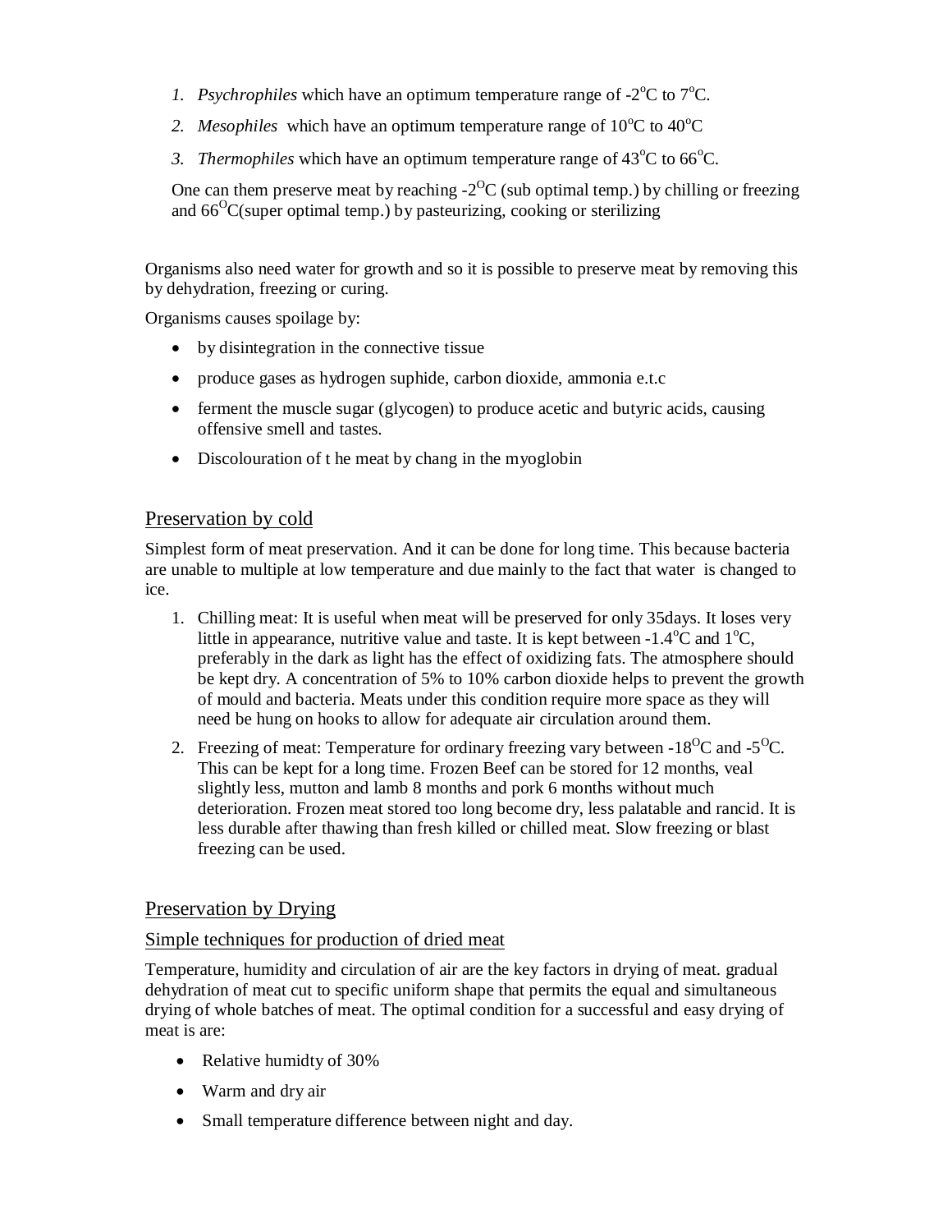1. *Psychrophiles* which have an optimum temperature range of -2$^{o}$C to 7$^{o}$C.
2. *Mesophiles* which have an optimum temperature range of 10$^{o}$C to 40$^{o}$C
3. *Thermophiles* which have an optimum temperature range of 43$^{o}$C to 66$^{o}$C.

One can them preserve meat by reaching -2$^{O}$C (sub optimal temp.) by chilling or freezing and 66$^{O}$C(super optimal temp.) by pasteurizing, cooking or sterilizing

Organisms also need water for growth and so it is possible to preserve meat by removing this by dehydration, freezing or curing.

Organisms causes spoilage by:

- by disintegration in the connective tissue
- produce gases as hydrogen suphide, carbon dioxide, ammonia e.t.c
- ferment the muscle sugar (glycogen) to produce acetic and butyric acids, causing offensive smell and tastes.
- Discolouration of t he meat by chang in the myoglobin

## Preservation by cold

Simplest form of meat preservation. And it can be done for long time. This because bacteria are unable to multiple at low temperature and due mainly to the fact that water is changed to ice.

1. Chilling meat: It is useful when meat will be preserved for only 35days. It loses very little in appearance, nutritive value and taste. It is kept between -1.4$^{o}$C and 1$^{o}$C, preferably in the dark as light has the effect of oxidizing fats. The atmosphere should be kept dry. A concentration of 5% to 10% carbon dioxide helps to prevent the growth of mould and bacteria. Meats under this condition require more space as they will need be hung on hooks to allow for adequate air circulation around them.
2. Freezing of meat: Temperature for ordinary freezing vary between -18$^{O}$C and -5$^{O}$C. This can be kept for a long time. Frozen Beef can be stored for 12 months, veal slightly less, mutton and lamb 8 months and pork 6 months without much deterioration. Frozen meat stored too long become dry, less palatable and rancid. It is less durable after thawing than fresh killed or chilled meat. Slow freezing or blast freezing can be used.

## Preservation by Drying

### Simple techniques for production of dried meat

Temperature, humidity and circulation of air are the key factors in drying of meat. gradual dehydration of meat cut to specific uniform shape that permits the equal and simultaneous drying of whole batches of meat. The optimal condition for a successful and easy drying of meat is are:

- Relative humidty of 30%
- Warm and dry air
- Small temperature difference between night and day.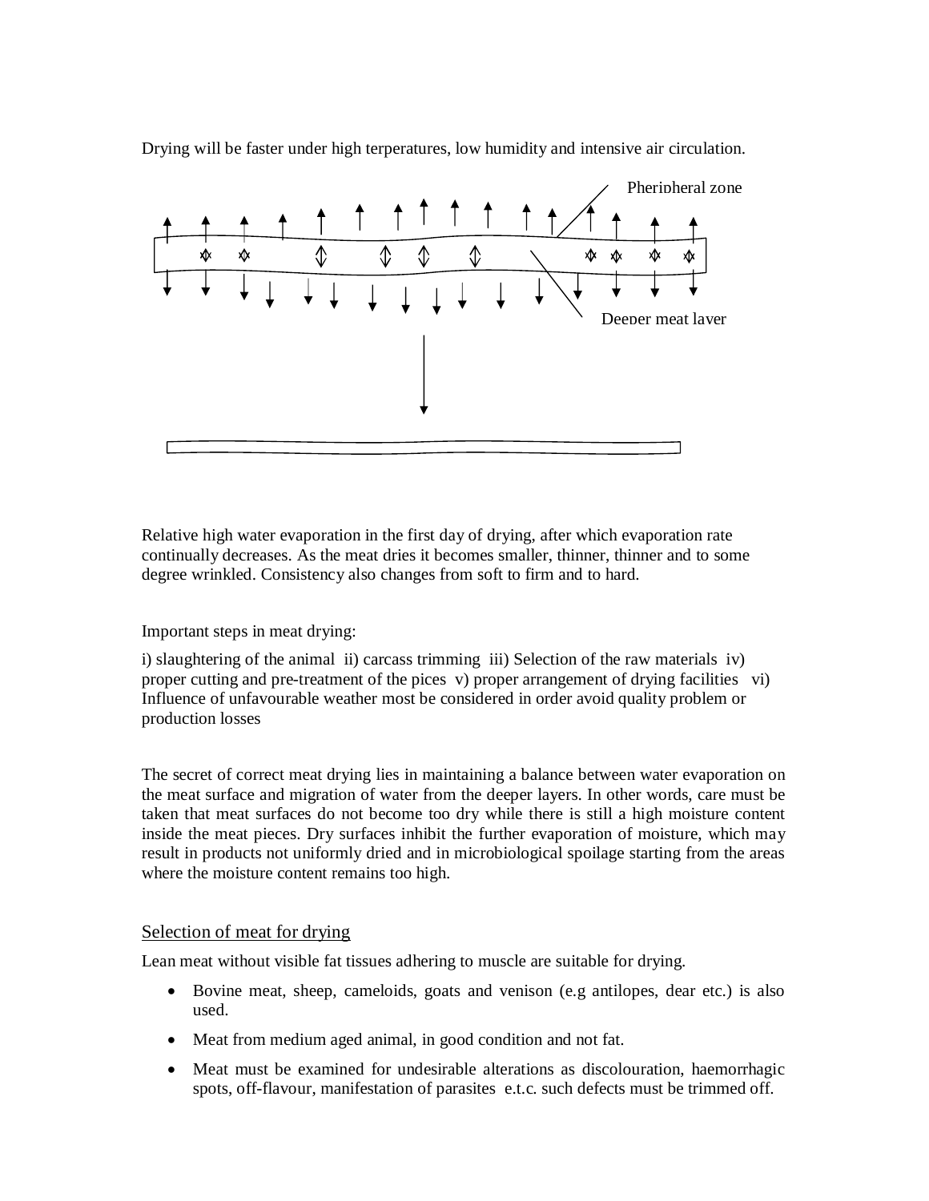Drying will be faster under high terperatures, low humidity and intensive air circulation.

Pheripheral zone

Deeper meat layer

Relative high water evaporation in the first day of drying, after which evaporation rate continually decreases. As the meat dries it becomes smaller, thinner, thinner and to some degree wrinkled. Consistency also changes from soft to firm and to hard.

Important steps in meat drying:

i) slaughtering of the animal ii) carcass trimming iii) Selection of the raw materials iv) proper cutting and pre-treatment of the pices v) proper arrangement of drying facilities vi) Influence of unfavourable weather most be considered in order avoid quality problem or production losses

The secret of correct meat drying lies in maintaining a balance between water evaporation on the meat surface and migration of water from the deeper layers. In other words, care must be taken that meat surfaces do not become too dry while there is still a high moisture content inside the meat pieces. Dry surfaces inhibit the further evaporation of moisture, which may result in products not uniformly dried and in microbiological spoilage starting from the areas where the moisture content remains too high.

## Selection of meat for drying

Lean meat without visible fat tissues adhering to muscle are suitable for drying.

- Bovine meat, sheep, cameloids, goats and venison (e.g antilopes, dear etc.) is also used.
- Meat from medium aged animal, in good condition and not fat.
- Meat must be examined for undesirable alterations as discolouration, haemorrhagic spots, off-flavour, manifestation of parasites e.t.c. such defects must be trimmed off.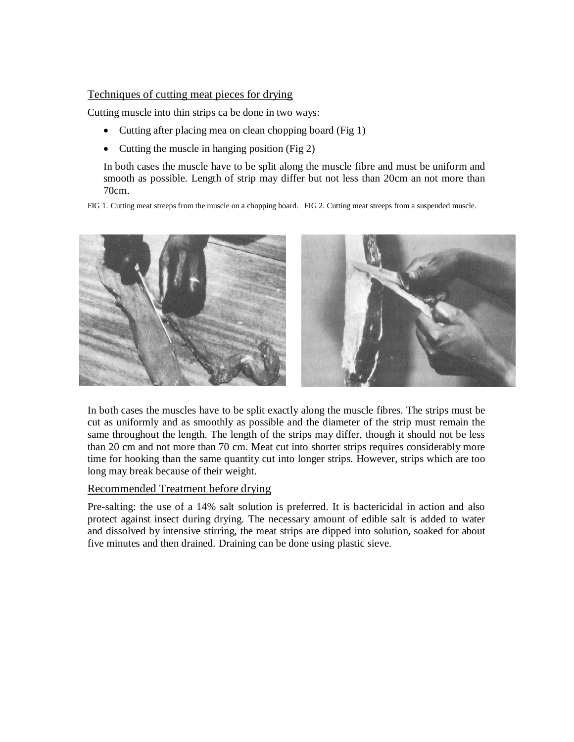Techniques of cutting meat pieces for drying

Cutting muscle into thin strips ca be done in two ways:

- Cutting after placing mea on clean chopping board (Fig 1)
- Cutting the muscle in hanging position (Fig 2)

In both cases the muscle have to be split along the muscle fibre and must be uniform and smooth as possible. Length of strip may differ but not less than 20cm an not more than 70cm.

FIG 1. Cutting meat streeps from the muscle on a chopping board. FIG 2. Cutting meat streeps from a suspended muscle.

In both cases the muscles have to be split exactly along the muscle fibres. The strips must be cut as uniformly and as smoothly as possible and the diameter of the strip must remain the same throughout the length. The length of the strips may differ, though it should not be less than 20 cm and not more than 70 cm. Meat cut into shorter strips requires considerably more time for hooking than the same quantity cut into longer strips. However, strips which are too long may break because of their weight.

Recommended Treatment before drying

Pre-salting: the use of a 14% salt solution is preferred. It is bactericidal in action and also protect against insect during drying. The necessary amount of edible salt is added to water and dissolved by intensive stirring, the meat strips are dipped into solution, soaked for about five minutes and then drained. Draining can be done using plastic sieve.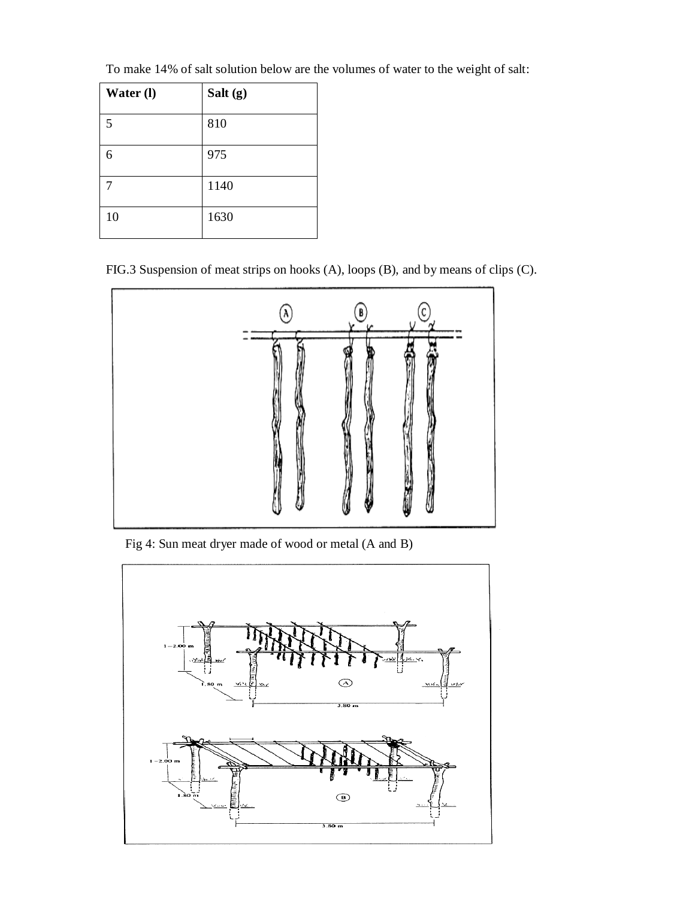To make 14% of salt solution below are the volumes of water to the weight of salt:

| Water (l) | Salt (g) |
|---|---|
| 5 | 810 |
| 6 | 975 |
| 7 | 1140 |
| 10 | 1630 |

FIG.3 Suspension of meat strips on hooks (A), loops (B), and by means of clips (C).

Fig 4: Sun meat dryer made of wood or metal (A and B)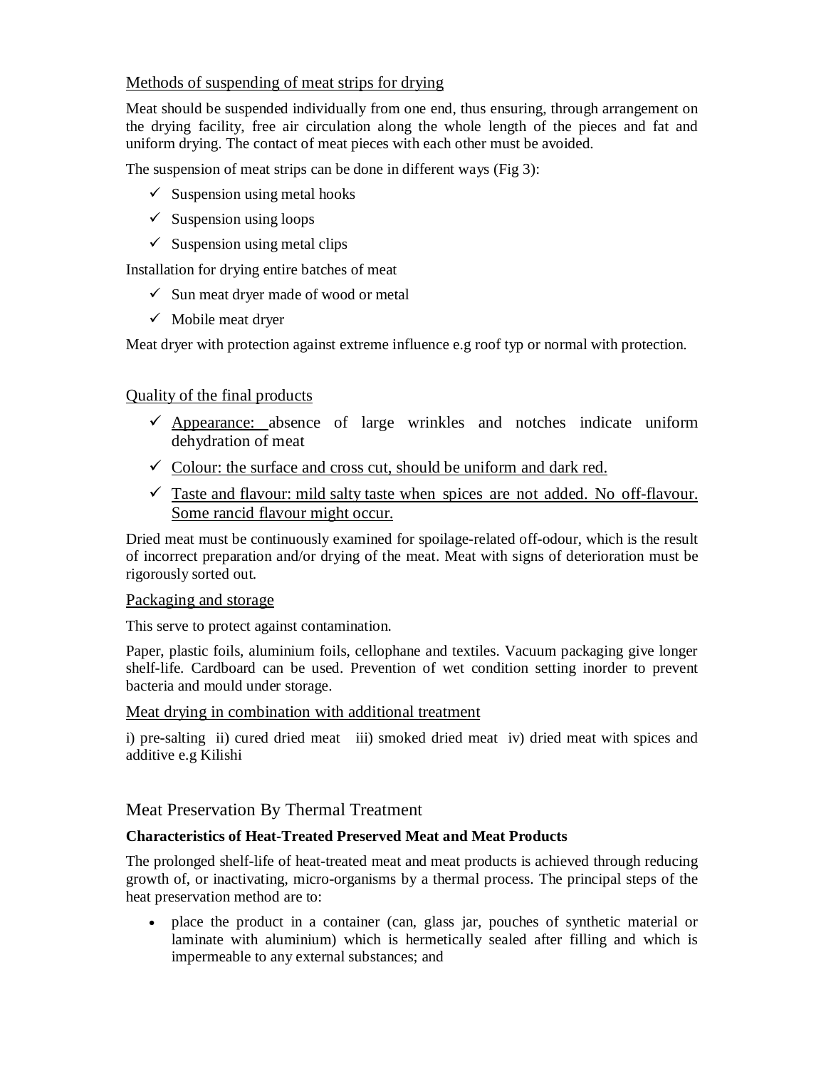Methods of suspending of meat strips for drying

Meat should be suspended individually from one end, thus ensuring, through arrangement on the drying facility, free air circulation along the whole length of the pieces and fat and uniform drying. The contact of meat pieces with each other must be avoided.

The suspension of meat strips can be done in different ways (Fig 3):

- ✓ Suspension using metal hooks
- ✓ Suspension using loops
- ✓ Suspension using metal clips

Installation for drying entire batches of meat

- ✓ Sun meat dryer made of wood or metal
- ✓ Mobile meat dryer

Meat dryer with protection against extreme influence e.g roof typ or normal with protection.

Quality of the final products

- ✓ Appearance: absence of large wrinkles and notches indicate uniform dehydration of meat
- ✓ Colour: the surface and cross cut, should be uniform and dark red.
- ✓ Taste and flavour: mild salty taste when spices are not added. No off-flavour. Some rancid flavour might occur.

Dried meat must be continuously examined for spoilage-related off-odour, which is the result of incorrect preparation and/or drying of the meat. Meat with signs of deterioration must be rigorously sorted out.

Packaging and storage

This serve to protect against contamination.

Paper, plastic foils, aluminium foils, cellophane and textiles. Vacuum packaging give longer shelf-life. Cardboard can be used. Prevention of wet condition setting inorder to prevent bacteria and mould under storage.

Meat drying in combination with additional treatment

i) pre-salting ii) cured dried meat iii) smoked dried meat iv) dried meat with spices and additive e.g Kilishi

## Meat Preservation By Thermal Treatment

**Characteristics of Heat-Treated Preserved Meat and Meat Products**

The prolonged shelf-life of heat-treated meat and meat products is achieved through reducing growth of, or inactivating, micro-organisms by a thermal process. The principal steps of the heat preservation method are to:

- place the product in a container (can, glass jar, pouches of synthetic material or laminate with aluminium) which is hermetically sealed after filling and which is impermeable to any external substances; and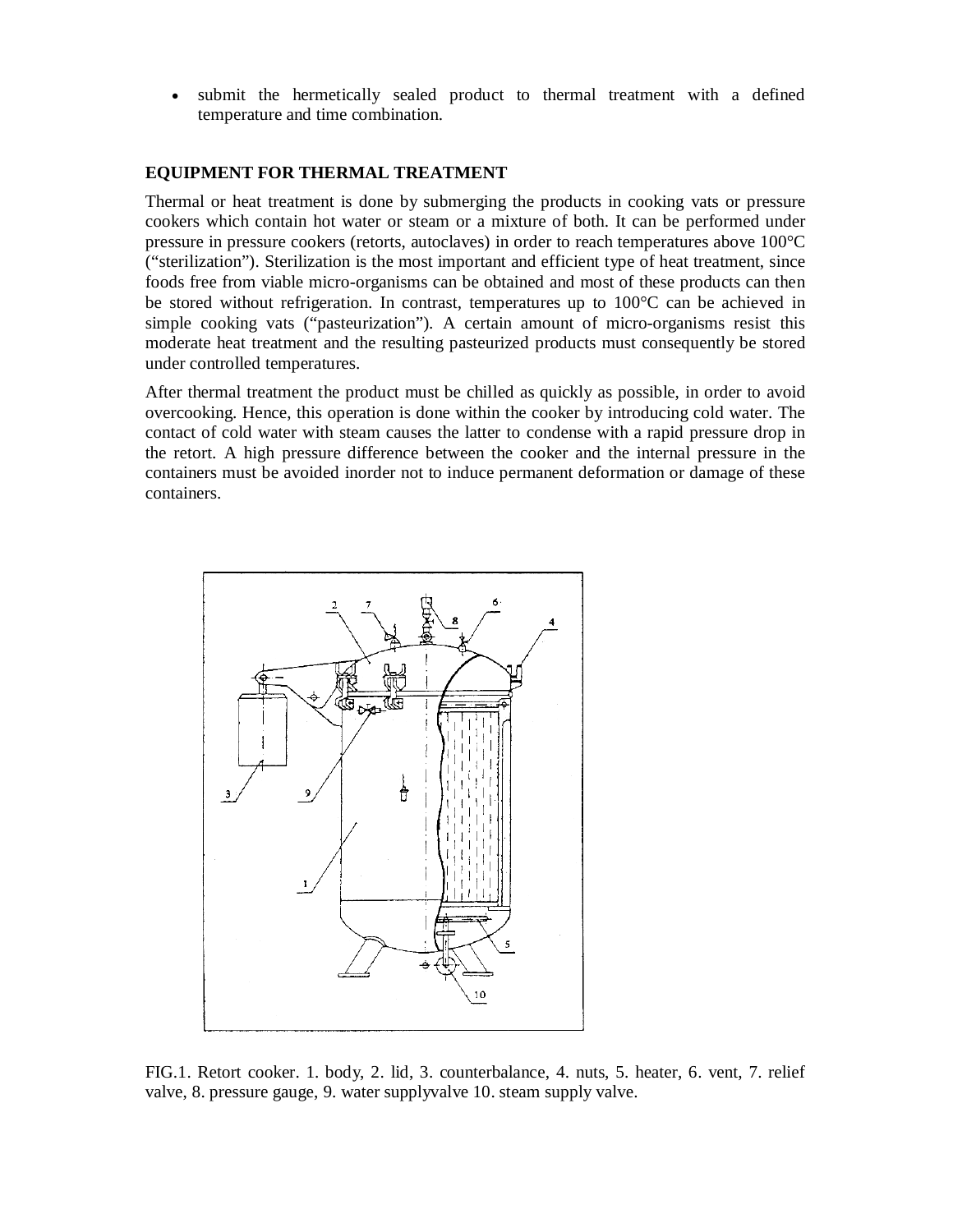- submit the hermetically sealed product to thermal treatment with a defined temperature and time combination.

**EQUIPMENT FOR THERMAL TREATMENT**

Thermal or heat treatment is done by submerging the products in cooking vats or pressure cookers which contain hot water or steam or a mixture of both. It can be performed under pressure in pressure cookers (retorts, autoclaves) in order to reach temperatures above 100°C ("sterilization"). Sterilization is the most important and efficient type of heat treatment, since foods free from viable micro-organisms can be obtained and most of these products can then be stored without refrigeration. In contrast, temperatures up to 100°C can be achieved in simple cooking vats ("pasteurization"). A certain amount of micro-organisms resist this moderate heat treatment and the resulting pasteurized products must consequently be stored under controlled temperatures.

After thermal treatment the product must be chilled as quickly as possible, in order to avoid overcooking. Hence, this operation is done within the cooker by introducing cold water. The contact of cold water with steam causes the latter to condense with a rapid pressure drop in the retort. A high pressure difference between the cooker and the internal pressure in the containers must be avoided inorder not to induce permanent deformation or damage of these containers.

FIG.1. Retort cooker. 1. body, 2. lid, 3. counterbalance, 4. nuts, 5. heater, 6. vent, 7. relief valve, 8. pressure gauge, 9. water supplyvalve 10. steam supply valve.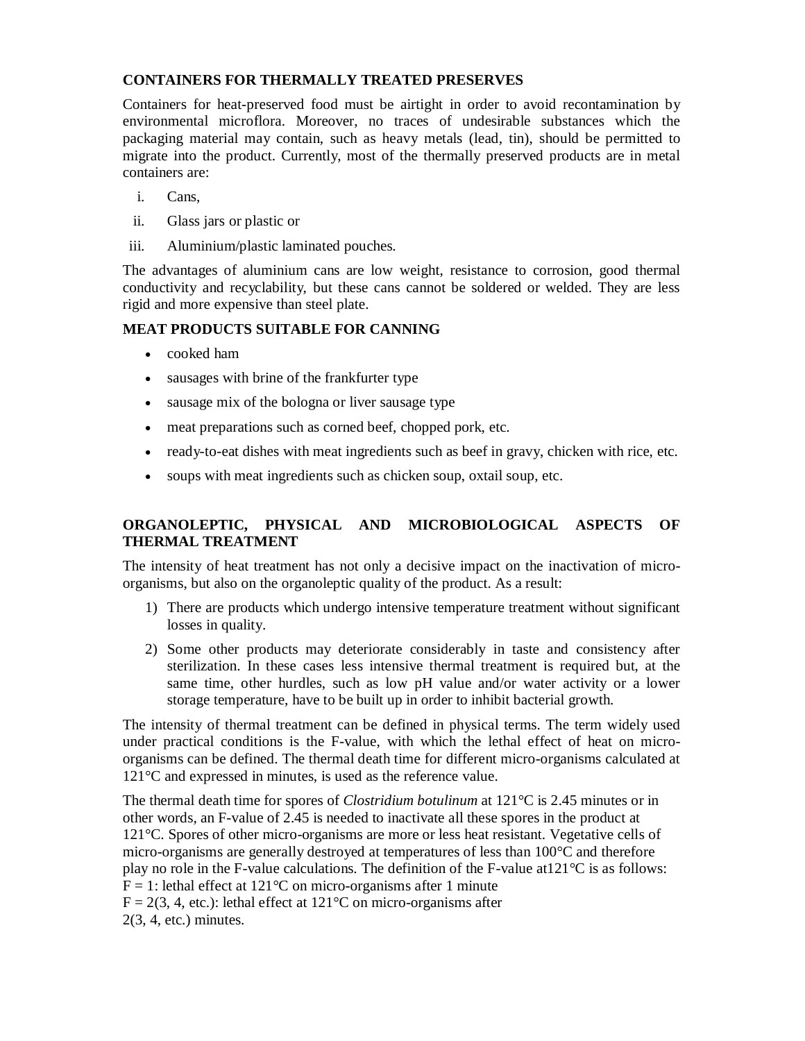## CONTAINERS FOR THERMALLY TREATED PRESERVES

Containers for heat-preserved food must be airtight in order to avoid recontamination by environmental microflora. Moreover, no traces of undesirable substances which the packaging material may contain, such as heavy metals (lead, tin), should be permitted to migrate into the product. Currently, most of the thermally preserved products are in metal containers are:

i. Cans,
ii. Glass jars or plastic or
iii. Aluminium/plastic laminated pouches.

The advantages of aluminium cans are low weight, resistance to corrosion, good thermal conductivity and recyclability, but these cans cannot be soldered or welded. They are less rigid and more expensive than steel plate.

## MEAT PRODUCTS SUITABLE FOR CANNING

- cooked ham
- sausages with brine of the frankfurter type
- sausage mix of the bologna or liver sausage type
- meat preparations such as corned beef, chopped pork, etc.
- ready-to-eat dishes with meat ingredients such as beef in gravy, chicken with rice, etc.
- soups with meat ingredients such as chicken soup, oxtail soup, etc.

## ORGANOLEPTIC, PHYSICAL AND MICROBIOLOGICAL ASPECTS OF THERMAL TREATMENT

The intensity of heat treatment has not only a decisive impact on the inactivation of micro-organisms, but also on the organoleptic quality of the product. As a result:

1) There are products which undergo intensive temperature treatment without significant losses in quality.
2) Some other products may deteriorate considerably in taste and consistency after sterilization. In these cases less intensive thermal treatment is required but, at the same time, other hurdles, such as low pH value and/or water activity or a lower storage temperature, have to be built up in order to inhibit bacterial growth.

The intensity of thermal treatment can be defined in physical terms. The term widely used under practical conditions is the F-value, with which the lethal effect of heat on micro-organisms can be defined. The thermal death time for different micro-organisms calculated at 121°C and expressed in minutes, is used as the reference value.

The thermal death time for spores of *Clostridium botulinum* at 121°C is 2.45 minutes or in other words, an F-value of 2.45 is needed to inactivate all these spores in the product at 121°C. Spores of other micro-organisms are more or less heat resistant. Vegetative cells of micro-organisms are generally destroyed at temperatures of less than 100°C and therefore play no role in the F-value calculations. The definition of the F-value at121°C is as follows:
F = 1: lethal effect at 121°C on micro-organisms after 1 minute
F = 2(3, 4, etc.): lethal effect at 121°C on micro-organisms after 2(3, 4, etc.) minutes.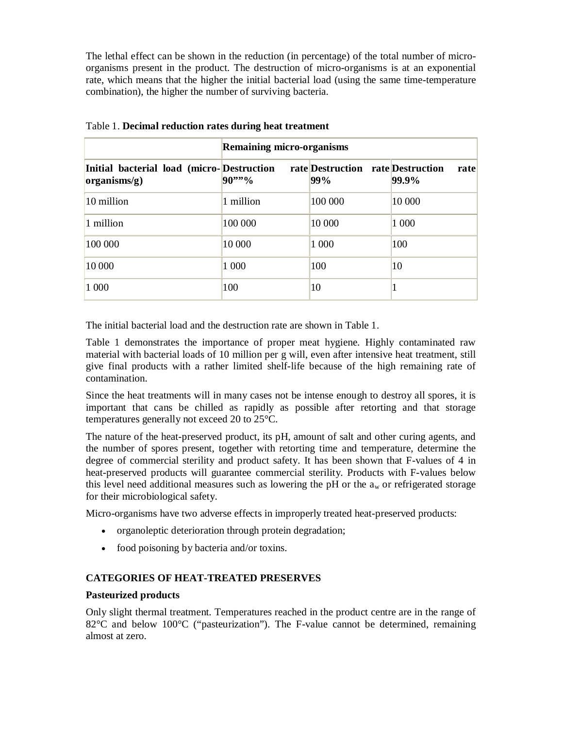The lethal effect can be shown in the reduction (in percentage) of the total number of micro-organisms present in the product. The destruction of micro-organisms is at an exponential rate, which means that the higher the initial bacterial load (using the same time-temperature combination), the higher the number of surviving bacteria.

Table 1. **Decimal reduction rates during heat treatment**

| | **Remaining micro-organisms** | | |
|---|---|---|---|
| **Initial bacterial load (micro-organisms/g)** | **Destruction rate 90""%** | **Destruction rate 99%** | **Destruction rate 99.9%** |
| 10 million | 1 million | 100 000 | 10 000 |
| 1 million | 100 000 | 10 000 | 1 000 |
| 100 000 | 10 000 | 1 000 | 100 |
| 10 000 | 1 000 | 100 | 10 |
| 1 000 | 100 | 10 | 1 |

The initial bacterial load and the destruction rate are shown in Table 1.

Table 1 demonstrates the importance of proper meat hygiene. Highly contaminated raw material with bacterial loads of 10 million per g will, even after intensive heat treatment, still give final products with a rather limited shelf-life because of the high remaining rate of contamination.

Since the heat treatments will in many cases not be intense enough to destroy all spores, it is important that cans be chilled as rapidly as possible after retorting and that storage temperatures generally not exceed 20 to 25°C.

The nature of the heat-preserved product, its pH, amount of salt and other curing agents, and the number of spores present, together with retorting time and temperature, determine the degree of commercial sterility and product safety. It has been shown that F-values of 4 in heat-preserved products will guarantee commercial sterility. Products with F-values below this level need additional measures such as lowering the pH or the $a_w$ or refrigerated storage for their microbiological safety.

Micro-organisms have two adverse effects in improperly treated heat-preserved products:

- organoleptic deterioration through protein degradation;
- food poisoning by bacteria and/or toxins.

## CATEGORIES OF HEAT-TREATED PRESERVES

### Pasteurized products

Only slight thermal treatment. Temperatures reached in the product centre are in the range of 82°C and below 100°C ("pasteurization"). The F-value cannot be determined, remaining almost at zero.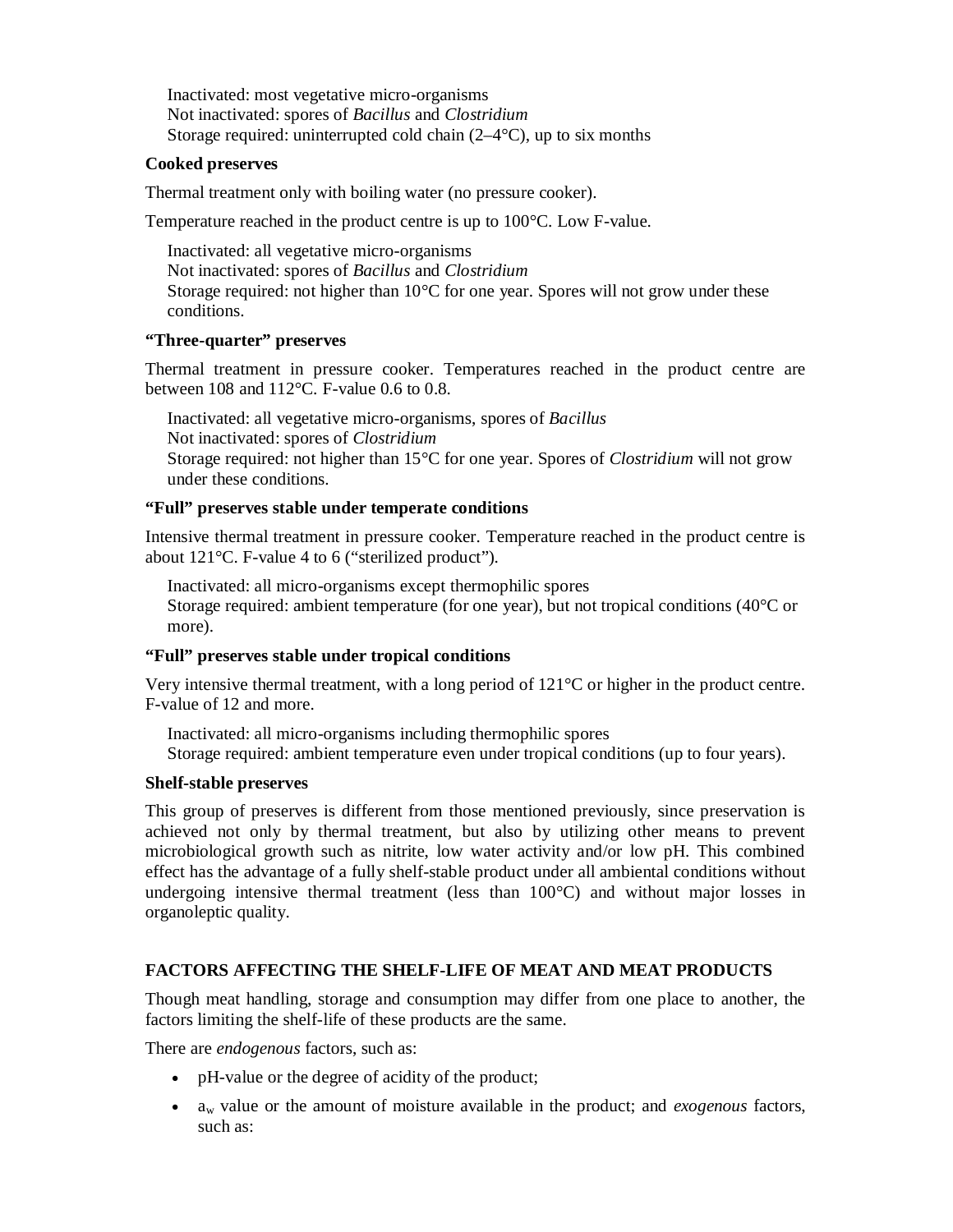Inactivated: most vegetative micro-organisms
Not inactivated: spores of *Bacillus* and *Clostridium*
Storage required: uninterrupted cold chain (2–4°C), up to six months

**Cooked preserves**

Thermal treatment only with boiling water (no pressure cooker).

Temperature reached in the product centre is up to 100°C. Low F-value.

Inactivated: all vegetative micro-organisms
Not inactivated: spores of *Bacillus* and *Clostridium*
Storage required: not higher than 10°C for one year. Spores will not grow under these conditions.

**"Three-quarter" preserves**

Thermal treatment in pressure cooker. Temperatures reached in the product centre are between 108 and 112°C. F-value 0.6 to 0.8.

Inactivated: all vegetative micro-organisms, spores of *Bacillus*
Not inactivated: spores of *Clostridium*
Storage required: not higher than 15°C for one year. Spores of *Clostridium* will not grow under these conditions.

**"Full" preserves stable under temperate conditions**

Intensive thermal treatment in pressure cooker. Temperature reached in the product centre is about 121°C. F-value 4 to 6 ("sterilized product").

Inactivated: all micro-organisms except thermophilic spores
Storage required: ambient temperature (for one year), but not tropical conditions (40°C or more).

**"Full" preserves stable under tropical conditions**

Very intensive thermal treatment, with a long period of 121°C or higher in the product centre. F-value of 12 and more.

Inactivated: all micro-organisms including thermophilic spores
Storage required: ambient temperature even under tropical conditions (up to four years).

**Shelf-stable preserves**

This group of preserves is different from those mentioned previously, since preservation is achieved not only by thermal treatment, but also by utilizing other means to prevent microbiological growth such as nitrite, low water activity and/or low pH. This combined effect has the advantage of a fully shelf-stable product under all ambiental conditions without undergoing intensive thermal treatment (less than 100°C) and without major losses in organoleptic quality.

## FACTORS AFFECTING THE SHELF-LIFE OF MEAT AND MEAT PRODUCTS

Though meat handling, storage and consumption may differ from one place to another, the factors limiting the shelf-life of these products are the same.

There are *endogenous* factors, such as:

- pH-value or the degree of acidity of the product;
- $a_w$ value or the amount of moisture available in the product; and *exogenous* factors, such as: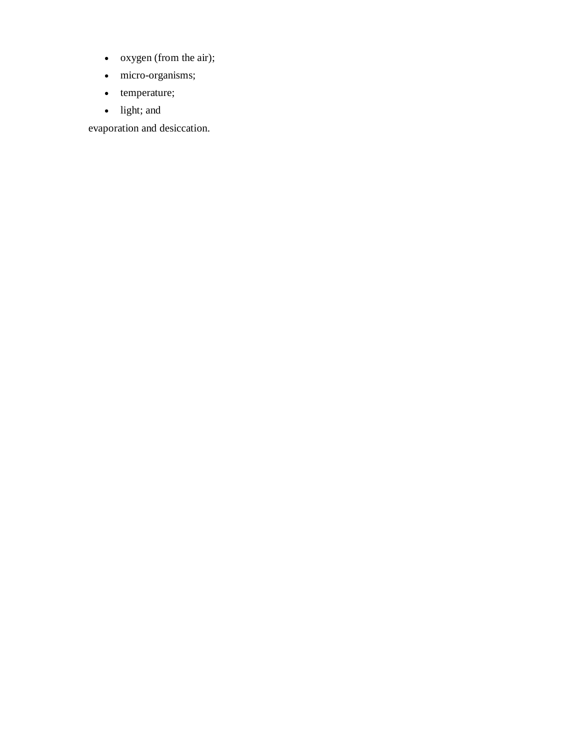- oxygen (from the air);
- micro-organisms;
- temperature;
- light; and

evaporation and desiccation.